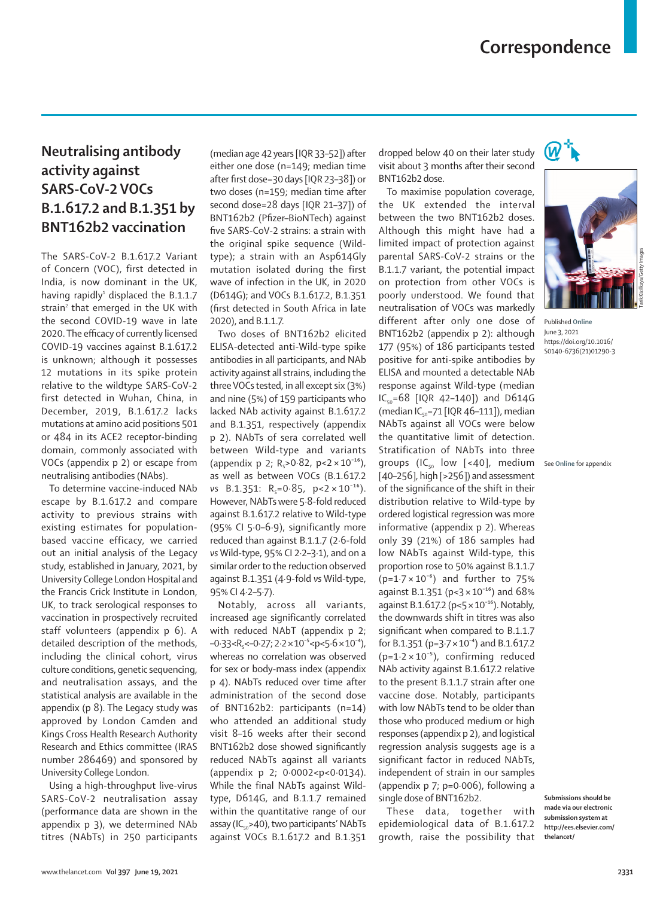# Correspondence

## Neutralising antibody activity against SARS-CoV-2 VOCs B.1.617.2 and B.1.351 by BNT162b2 vaccination

The SARS-CoV-2 B.1.617.2 Variant of Concern (VOC), first detected in India, is now dominant in the UK, having rapidly[1] displaced the B.1.1.7 strain[2] that emerged in the UK with the second COVID-19 wave in late 2020. The efficacy of currently licensed COVID-19 vaccines against B.1.617.2 is unknown; although it possesses 12 mutations in its spike protein relative to the wildtype SARS-CoV-2 first detected in Wuhan, China, in December, 2019, B.1.617.2 lacks mutations at amino acid positions 501 or 484 in its ACE2 receptor-binding domain, commonly associated with VOCs (appendix p 2) or escape from neutralising antibodies (NAbs).

To determine vaccine-induced NAb escape by B.1.617.2 and compare activity to previous strains with existing estimates for population-based vaccine efficacy, we carried out an initial analysis of the Legacy study, established in January, 2021, by University College London Hospital and the Francis Crick Institute in London, UK, to track serological responses to vaccination in prospectively recruited staff volunteers (appendix p 6). A detailed description of the methods, including the clinical cohort, virus culture conditions, genetic sequencing, and neutralisation assays, and the statistical analysis are available in the appendix (p 8). The Legacy study was approved by London Camden and Kings Cross Health Research Authority Research and Ethics committee (IRAS number 286469) and sponsored by University College London.

Using a high-throughput live-virus SARS-CoV-2 neutralisation assay (performance data are shown in the appendix p 3), we determined NAb titres (NAbTs) in 250 participants (median age 42 years [IQR 33–52]) after either one dose (n=149; median time after first dose=30 days [IQR 23–38]) or two doses (n=159; median time after second dose=28 days [IQR 21–37]) of BNT162b2 (Pfizer–BioNTech) against five SARS-CoV-2 strains: a strain with the original spike sequence (Wild-type); a strain with an Asp614Gly mutation isolated during the first wave of infection in the UK, in 2020 (D614G); and VOCs B.1.617.2, B.1.351 (first detected in South Africa in late 2020), and B.1.1.7.

Two doses of BNT162b2 elicited ELISA-detected anti-Wild-type spike antibodies in all participants, and NAb activity against all strains, including the three VOCs tested, in all except six (3%) and nine (5%) of 159 participants who lacked NAb activity against B.1.617.2 and B.1.351, respectively (appendix p 2). NAbTs of sera correlated well between Wild-type and variants (appendix p 2; $R_s>0·82$, $p<2\times10^{-16}$), as well as between VOCs (B.1.617.2 *vs* B.1.351: $R_s=0·85$, $p<2\times10^{-16}$). However, NAbTs were 5·8-fold reduced against B.1.617.2 relative to Wild-type (95% CI 5·0–6·9), significantly more reduced than against B.1.1.7 (2·6-fold *vs* Wild-type, 95% CI 2·2–3·1), and on a similar order to the reduction observed against B.1.351 (4·9-fold *vs* Wild-type, 95% CI 4·2–5·7).

Notably, across all variants, increased age significantly correlated with reduced NAbT (appendix p 2; $-0·33<R_s<-0·27$; $2·2\times10^{-5}<p<5·6\times10^{-4}$), whereas no correlation was observed for sex or body-mass index (appendix p 4). NAbTs reduced over time after administration of the second dose of BNT162b2: participants (n=14) who attended an additional study visit 8–16 weeks after their second BNT162b2 dose showed significantly reduced NAbTs against all variants (appendix p 2; $0·0002<p<0·0134$). While the final NAbTs against Wild-type, D614G, and B.1.1.7 remained within the quantitative range of our assay ($IC_{50}>40$), two participants' NAbTs against VOCs B.1.617.2 and B.1.351 dropped below 40 on their later study visit about 3 months after their second BNT162b2 dose.

To maximise population coverage, the UK extended the interval between the two BNT162b2 doses. Although this might have had a limited impact of protection against parental SARS-CoV-2 strains or the B.1.1.7 variant, the potential impact on protection from other VOCs is poorly understood. We found that neutralisation of VOCs was markedly different after only one dose of BNT162b2 (appendix p 2): although 177 (95%) of 186 participants tested positive for anti-spike antibodies by ELISA and mounted a detectable NAb response against Wild-type (median $IC_{50}=68$ [IQR 42–140]) and D614G (median $IC_{50}=71$ [IQR 46–111]), median NAbTs against all VOCs were below the quantitative limit of detection. Stratification of NAbTs into three groups ($IC_{50}$ low [<40], medium [40–256], high [>256]) and assessment of the significance of the shift in their distribution relative to Wild-type by ordered logistical regression was more informative (appendix p 2). Whereas only 39 (21%) of 186 samples had low NAbTs against Wild-type, this proportion rose to 50% against B.1.1.7 ($p=1·7\times10^{-6}$) and further to 75% against B.1.351 ($p<3\times10^{-16}$) and 68% against B.1.617.2 ($p<5\times10^{-16}$). Notably, the downwards shift in titres was also significant when compared to B.1.1.7 for B.1.351 ($p=3·7\times10^{-4}$) and B.1.617.2 ($p=1·2\times10^{-5}$), confirming reduced NAb activity against B.1.617.2 relative to the present B.1.1.7 strain after one vaccine dose. Notably, participants with low NAbTs tend to be older than those who produced medium or high responses (appendix p 2), and logistical regression analysis suggests age is a significant factor in reduced NAbTs, independent of strain in our samples (appendix p 7; p=0·006), following a single dose of BNT162b2.

These data, together with epidemiological data of B.1.617.2 growth, raise the possibility that

Published **Online** June 3, 2021 https://doi.org/10.1016/S0140-6736(21)01290-3

See **Online** for appendix

**Submissions should be made via our electronic submission system at http://ees.elsevier.com/thelancet/**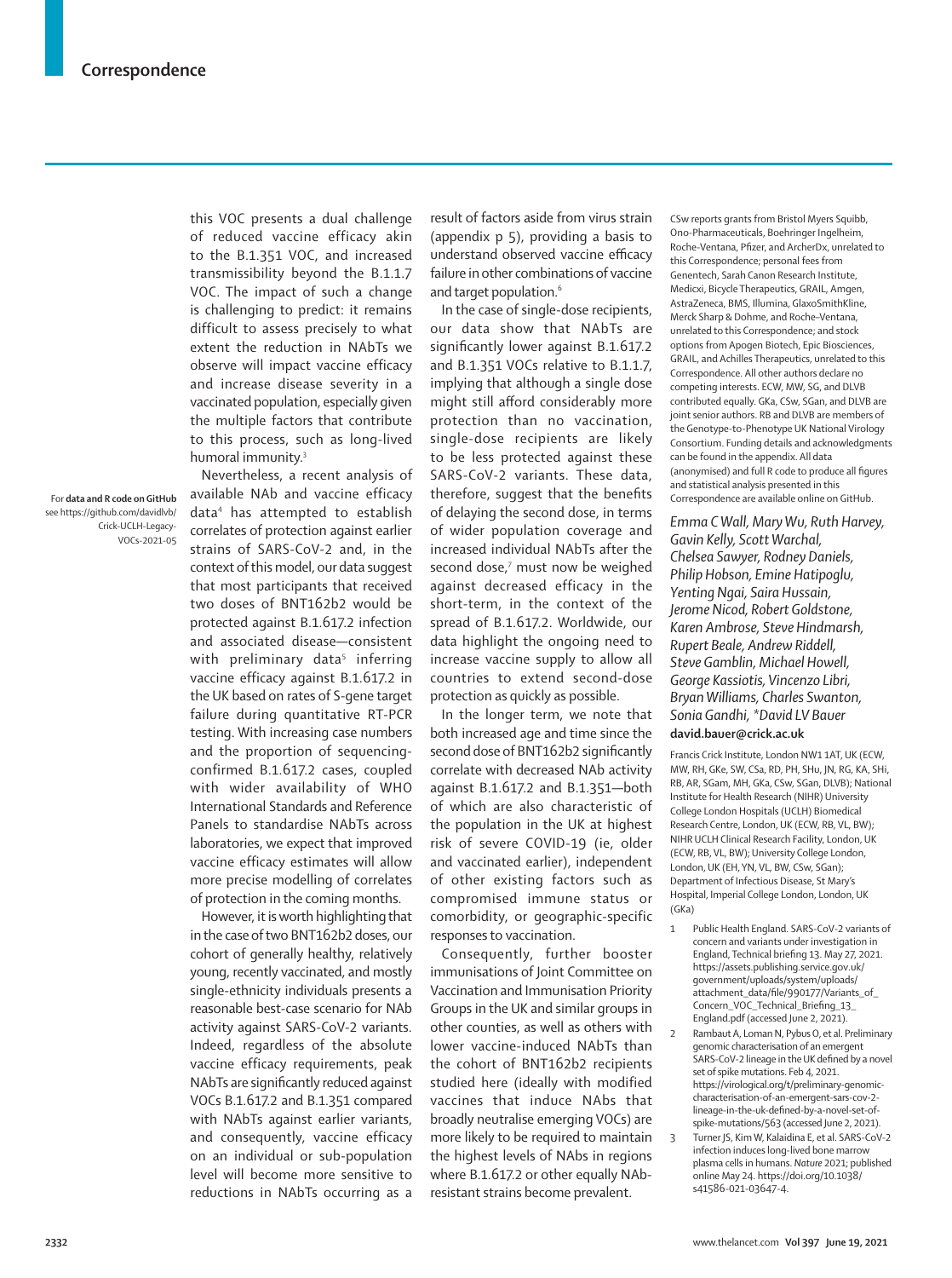this VOC presents a dual challenge of reduced vaccine efficacy akin to the B.1.351 VOC, and increased transmissibility beyond the B.1.1.7 VOC. The impact of such a change is challenging to predict: it remains difficult to assess precisely to what extent the reduction in NAbTs we observe will impact vaccine efficacy and increase disease severity in a vaccinated population, especially given the multiple factors that contribute to this process, such as long-lived humoral immunity.[3]

Nevertheless, a recent analysis of available NAb and vaccine efficacy data[4] has attempted to establish correlates of protection against earlier strains of SARS-CoV-2 and, in the context of this model, our data suggest that most participants that received two doses of BNT162b2 would be protected against B.1.617.2 infection and associated disease—consistent with preliminary data[5] inferring vaccine efficacy against B.1.617.2 in the UK based on rates of S-gene target failure during quantitative RT-PCR testing. With increasing case numbers and the proportion of sequencing-confirmed B.1.617.2 cases, coupled with wider availability of WHO International Standards and Reference Panels to standardise NAbTs across laboratories, we expect that improved vaccine efficacy estimates will allow more precise modelling of correlates of protection in the coming months.

For **data and R code on GitHub** see https://github.com/davidlvb/Crick-UCLH-Legacy-VOCs-2021-05

However, it is worth highlighting that in the case of two BNT162b2 doses, our cohort of generally healthy, relatively young, recently vaccinated, and mostly single-ethnicity individuals presents a reasonable best-case scenario for NAb activity against SARS-CoV-2 variants. Indeed, regardless of the absolute vaccine efficacy requirements, peak NAbTs are significantly reduced against VOCs B.1.617.2 and B.1.351 compared with NAbTs against earlier variants, and consequently, vaccine efficacy on an individual or sub-population level will become more sensitive to reductions in NAbTs occurring as a result of factors aside from virus strain (appendix p 5), providing a basis to understand observed vaccine efficacy failure in other combinations of vaccine and target population.[6]

In the case of single-dose recipients, our data show that NAbTs are significantly lower against B.1.617.2 and B.1.351 VOCs relative to B.1.1.7, implying that although a single dose might still afford considerably more protection than no vaccination, single-dose recipients are likely to be less protected against these SARS-CoV-2 variants. These data, therefore, suggest that the benefits of delaying the second dose, in terms of wider population coverage and increased individual NAbTs after the second dose,[7] must now be weighed against decreased efficacy in the short-term, in the context of the spread of B.1.617.2. Worldwide, our data highlight the ongoing need to increase vaccine supply to allow all countries to extend second-dose protection as quickly as possible.

In the longer term, we note that both increased age and time since the second dose of BNT162b2 significantly correlate with decreased NAb activity against B.1.617.2 and B.1.351—both of which are also characteristic of the population in the UK at highest risk of severe COVID-19 (ie, older and vaccinated earlier), independent of other existing factors such as compromised immune status or comorbidity, or geographic-specific exposure to vaccination.

Consequently, further booster immunisations of Joint Committee on Vaccination and Immunisation Priority Groups in the UK and similar groups in other counties, as well as others with lower vaccine-induced NAbTs than the cohort of BNT162b2 recipients studied here (ideally with modified vaccines that induce NAbs that broadly neutralise emerging VOCs) are more likely to be required to maintain the highest levels of NAbs in regions where B.1.617.2 or other equally NAb-resistant strains become prevalent.

CSw reports grants from Bristol Myers Squibb, Ono-Pharmaceuticals, Boehringer Ingelheim, Roche-Ventana, Pfizer, and ArcherDx, unrelated to this Correspondence; personal fees from Genentech, Sarah Canon Research Institute, Medicxi, Bicycle Therapeutics, GRAIL, Amgen, AstraZeneca, BMS, Illumina, GlaxoSmithKline, Merck Sharp & Dohme, and Roche-Ventana, unrelated to this Correspondence; and stock options from Apogen Biotech, Epic Biosciences, GRAIL, and Achilles Therapeutics, unrelated to this Correspondence. All other authors declare no competing interests. ECW, MW, SG, and DLVB contributed equally. GKa, CSw, SGan, and DLVB are joint senior authors. RB and DLVB are members of the Genotype-to-Phenotype UK National Virology Consortium. Funding details and acknowledgments can be found in the appendix. All data (anonymised) and full R code to produce all figures and statistical analysis presented in this Correspondence are available online on GitHub.

*Emma C Wall, Mary Wu, Ruth Harvey, Gavin Kelly, Scott Warchal, Chelsea Sawyer, Rodney Daniels, Philip Hobson, Emine Hatipoglu, Yenting Ngai, Saira Hussain, Jerome Nicod, Robert Goldstone, Karen Ambrose, Steve Hindmarsh, Rupert Beale, Andrew Riddell, Steve Gamblin, Michael Howell, George Kassiotis, Vincenzo Libri, Bryan Williams, Charles Swanton, Sonia Gandhi, \*David LV Bauer*
**david.bauer@crick.ac.uk**

Francis Crick Institute, London NW1 1AT, UK (ECW, MW, RH, GKe, SW, CSa, RD, PH, SHu, JN, RG, KA, SHi, RB, AR, SGam, MH, GKa, CSw, SGan, DLVB); National Institute for Health Research (NIHR) University College London Hospitals (UCLH) Biomedical Research Centre, London, UK (ECW, RB, VL, BW); NIHR UCLH Clinical Research Facility, London, UK (ECW, RB, VL, BW); University College London, London, UK (EH, YN, VL, BW, CSw, SGan); Department of Infectious Disease, St Mary's Hospital, Imperial College London, London, UK (GKa)

1. Public Health England. SARS-CoV-2 variants of concern and variants under investigation in England, Technical briefing 13. May 27, 2021. https://assets.publishing.service.gov.uk/government/uploads/system/uploads/attachment_data/file/990177/Variants_of_Concern_VOC_Technical_Briefing_13_England.pdf (accessed June 2, 2021).
2. Rambaut A, Loman N, Pybus O, et al. Preliminary genomic characterisation of an emergent SARS-CoV-2 lineage in the UK defined by a novel set of spike mutations. Feb 4, 2021. https://virological.org/t/preliminary-genomic-characterisation-of-an-emergent-sars-cov-2-lineage-in-the-uk-defined-by-a-novel-set-of-spike-mutations/563 (accessed June 2, 2021).
3. Turner JS, Kim W, Kalaidina E, et al. SARS-CoV-2 infection induces long-lived bone marrow plasma cells in humans. *Nature* 2021; published online May 24. https://doi.org/10.1038/s41586-021-03647-4.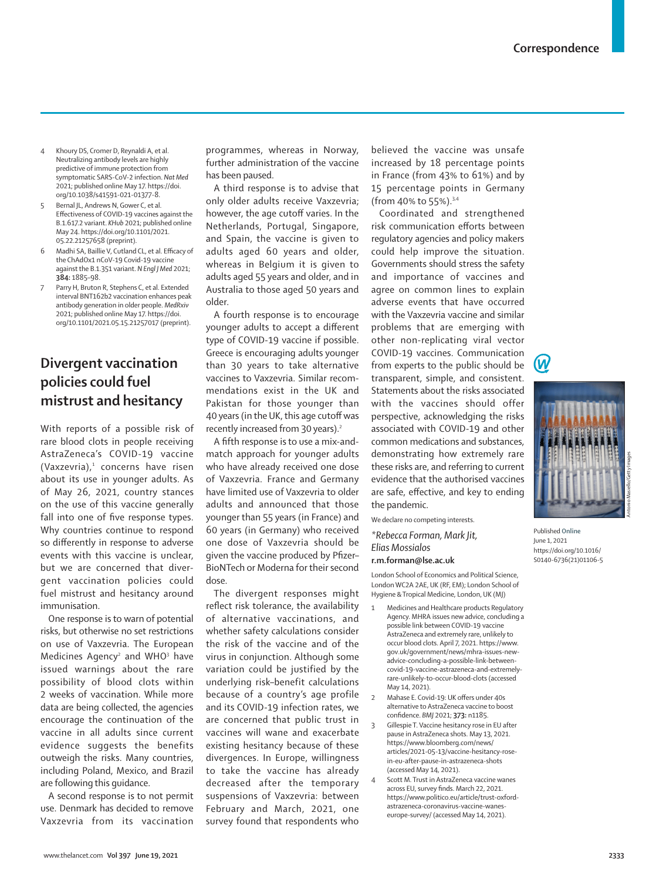4 Khoury DS, Cromer D, Reynaldi A, et al. Neutralizing antibody levels are highly predictive of immune protection from symptomatic SARS-CoV-2 infection. *Nat Med* 2021; published online May 17. https://doi.org/10.1038/s41591-021-01377-8.

5 Bernal JL, Andrews N, Gower C, et al. Effectiveness of COVID-19 vaccines against the B.1.617.2 variant. *KHub* 2021; published online May 24. https://doi.org/10.1101/2021.05.22.21257658 (preprint).

6 Madhi SA, Baillie V, Cutland CL, et al. Efficacy of the ChAdOx1 nCoV-19 Covid-19 vaccine against the B.1.351 variant. *N Engl J Med* 2021; **384:** 1885–98.

7 Parry H, Bruton R, Stephens C, et al. Extended interval BNT162b2 vaccination enhances peak antibody generation in older people. *MedRxiv* 2021; published online May 17. https://doi.org/10.1101/2021.05.15.21257017 (preprint).

## Divergent vaccination policies could fuel mistrust and hesitancy

With reports of a possible risk of rare blood clots in people receiving AstraZeneca's COVID-19 vaccine (Vaxzevria),[1] concerns have risen about its use in younger adults. As of May 26, 2021, country stances on the use of this vaccine generally fall into one of five response types. Why countries continue to respond so differently in response to adverse events with this vaccine is unclear, but we are concerned that divergent vaccination policies could fuel mistrust and hesitancy around immunisation.

One response is to warn of potential risks, but otherwise no set restrictions on use of Vaxzevria. The European Medicines Agency[2] and WHO[3] have issued warnings about the rare possibility of blood clots within 2 weeks of vaccination. While more data are being collected, the agencies encourage the continuation of the vaccine in all adults since current evidence suggests the benefits outweigh the risks. Many countries, including Poland, Mexico, and Brazil are following this guidance.

A second response is to not permit use. Denmark has decided to remove Vaxzevria from its vaccination programmes, whereas in Norway, further administration of the vaccine has been paused.

A third response is to advise that only older adults receive Vaxzevria; however, the age cutoff varies. In the Netherlands, Portugal, Singapore, and Spain, the vaccine is given to adults aged 60 years and older, whereas in Belgium it is given to adults aged 55 years and older, and in Australia to those aged 50 years and older.

A fourth response is to encourage younger adults to accept a different type of COVID-19 vaccine if possible. Greece is encouraging adults younger than 30 years to take alternative vaccines to Vaxzevria. Similar recommendations exist in the UK and Pakistan for those younger than 40 years (in the UK, this age cutoff was recently increased from 30 years).[2]

A fifth response is to use a mix-and-match approach for younger adults who have already received one dose of Vaxzevria. France and Germany have limited use of Vaxzevria to older adults and announced that those younger than 55 years (in France) and 60 years (in Germany) who received one dose of Vaxzevria should be given the vaccine produced by Pfizer–BioNTech or Moderna for their second dose.

The divergent responses might reflect risk tolerance, the availability of alternative vaccinations, and whether safety calculations consider the risk of the vaccine and of the virus in conjunction. Although some variation could be justified by the underlying risk–benefit calculations because of a country's age profile and its COVID-19 infection rates, we are concerned that public trust in vaccines will wane and exacerbate existing hesitancy because of these divergences. In Europe, willingness to take the vaccine has already decreased after the temporary suspensions of Vaxzevria: between February and March, 2021, one survey found that respondents who believed the vaccine was unsafe increased by 18 percentage points in France (from 43% to 61%) and by 15 percentage points in Germany (from 40% to 55%).[3,4]

Coordinated and strengthened risk communication efforts between regulatory agencies and policy makers could help improve the situation. Governments should stress the safety and importance of vaccines and agree on common lines to explain adverse events that have occurred with the Vaxzevria vaccine and similar problems that are emerging with other non-replicating viral vector COVID-19 vaccines. Communication from experts to the public should be transparent, simple, and consistent. Statements about the risks associated with the vaccines should offer perspective, acknowledging the risks associated with COVID-19 and other common medications and substances, demonstrating how extremely rare these risks are, and referring to current evidence that the authorised vaccines are safe, effective, and key to ending the pandemic.

We declare no competing interests.

*\*Rebecca Forman, Mark Jit, Elias Mossialos*
**r.m.forman@lse.ac.uk**

London School of Economics and Political Science, London WC2A 2AE, UK (RF, EM); London School of Hygiene & Tropical Medicine, London, UK (MJ)

1 Medicines and Healthcare products Regulatory Agency. MHRA issues new advice, concluding a possible link between COVID-19 vaccine AstraZeneca and extremely rare, unlikely to occur blood clots. April 7, 2021. https://www.gov.uk/government/news/mhra-issues-new-advice-concluding-a-possible-link-between-covid-19-vaccine-astrazeneca-and-extremely-rare-unlikely-to-occur-blood-clots (accessed May 14, 2021).

2 Mahase E. Covid-19: UK offers under 40s alternative to AstraZeneca vaccine to boost confidence. *BMJ* 2021; **373:** n1185.

3 Gillespie T. Vaccine hesitancy rose in EU after pause in AstraZeneca shots. May 13, 2021. https://www.bloomberg.com/news/articles/2021-05-13/vaccine-hesitancy-rose-in-eu-after-pause-in-astrazeneca-shots (accessed May 14, 2021).

4 Scott M. Trust in AstraZeneca vaccine wanes across EU, survey finds. March 22, 2021. https://www.politico.eu/article/trust-oxford-astrazeneca-coronavirus-vaccine-wanes-europe-survey/ (accessed May 14, 2021).

Antonio Masiello/Getty Images

Published **Online** June 1, 2021 https://doi.org/10.1016/S0140-6736(21)01106-5